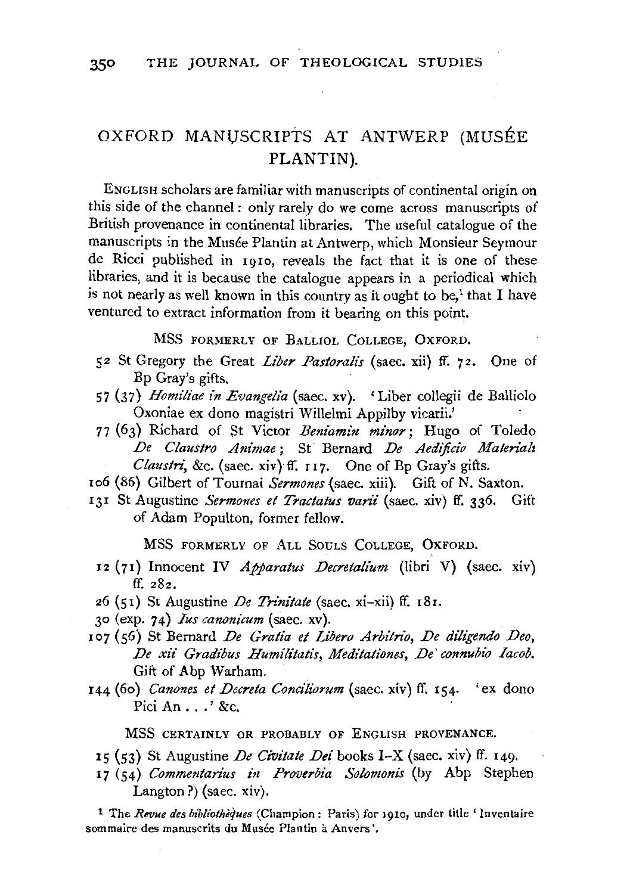# OXFORD MANUSCRIPTS AT ANTWERP (MUSÉE PLANTIN).

ENGLISH scholars are familiar with manuscripts of continental origin on this side of the channel: only rarely do we come across manuscripts of British provenance in continental libraries. The useful catalogue of the manuscripts in the Musée Plantin at Antwerp, which Monsieur Seymour de Ricci published in 1910, reveals the fact that it is one of these libraries, and it is because the catalogue appears in a periodical which is not nearly as well known in this country as it ought to be,[1] that I have ventured to extract information from it bearing on this point.

MSS FORMERLY OF BALLIOL COLLEGE, OXFORD.

52 St Gregory the Great *Liber Pastoralis* (saec. xii) ff. 72. One of Bp Gray's gifts.

57 (37) *Homiliae in Evangelia* (saec. xv). 'Liber collegii de Balliolo Oxoniae ex dono magistri Willelmi Appilby vicarii.'

77 (63) Richard of St Victor *Beniamin minor*; Hugo of Toledo *De Claustro Animae*; St Bernard *De Aedificio Materiali Claustri*, &c. (saec. xiv) ff. 117. One of Bp Gray's gifts.

106 (86) Gilbert of Tournai *Sermones* (saec. xiii). Gift of N. Saxton.

131 St Augustine *Sermones et Tractatus varii* (saec. xiv) ff. 336. Gift of Adam Populton, former fellow.

MSS FORMERLY OF ALL SOULS COLLEGE, OXFORD.

12 (71) Innocent IV *Apparatus Decretalium* (libri V) (saec. xiv) ff. 282.

26 (51) St Augustine *De Trinitate* (saec. xi–xii) ff. 181.

30 (exp. 74) *Ius canonicum* (saec. xv).

107 (56) St Bernard *De Gratia et Libero Arbitrio, De diligendo Deo, De xii Gradibus Humilitatis, Meditationes, De connubio Iacob.* Gift of Abp Warham.

144 (60) *Canones et Decreta Conciliorum* (saec. xiv) ff. 154. 'ex dono Pici An . . .' &c.

MSS CERTAINLY OR PROBABLY OF ENGLISH PROVENANCE.

15 (53) St Augustine *De Civitate Dei* books I–X (saec. xiv) ff. 149.

17 (54) *Commentarius in Proverbia Solomonis* (by Abp Stephen Langton?) (saec. xiv).

[1] The *Revue des bibliothèques* (Champion: Paris) for 1910, under title 'Inventaire sommaire des manuscrits du Musée Plantin à Anvers'.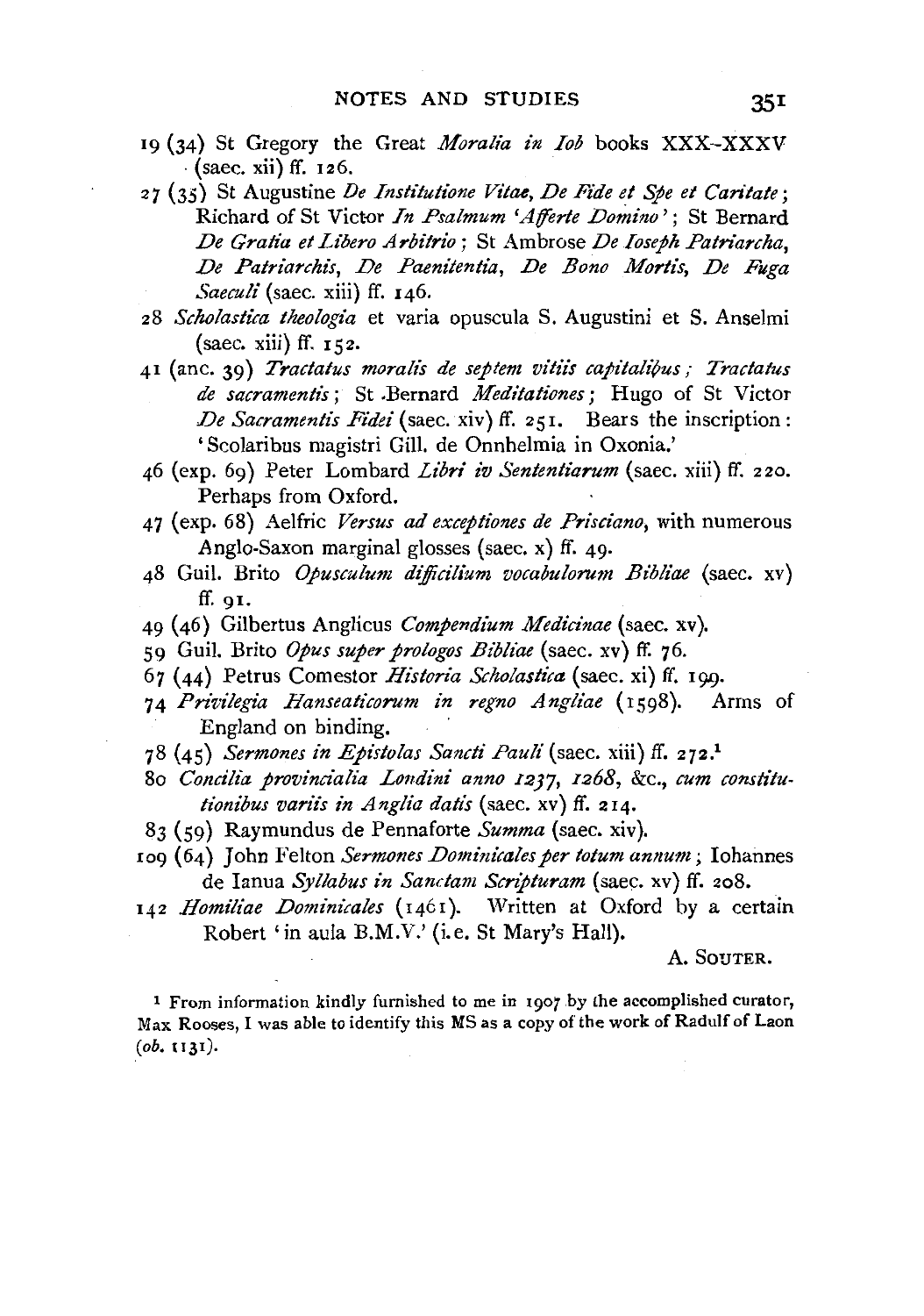19 (34) St Gregory the Great *Moralia in Iob* books XXX–XXXV (saec. xii) ff. 126.

27 (35) St Augustine *De Institutione Vitae, De Fide et Spe et Caritate*; Richard of St Victor *In Psalmum 'Afferte Domino'*; St Bernard *De Gratia et Libero Arbitrio*; St Ambrose *De Ioseph Patriarcha, De Patriarchis, De Paenitentia, De Bono Mortis, De Fuga Saeculi* (saec. xiii) ff. 146.

28 *Scholastica theologia* et varia opuscula S. Augustini et S. Anselmi (saec. xiii) ff. 152.

41 (anc. 39) *Tractatus moralis de septem vitiis capitalibus; Tractatus de sacramentis*; St Bernard *Meditationes*; Hugo of St Victor *De Sacramentis Fidei* (saec. xiv) ff. 251. Bears the inscription: 'Scolaribus magistri Gill. de Onnhelmia in Oxonia.'

46 (exp. 69) Peter Lombard *Libri iv Sententiarum* (saec. xiii) ff. 220. Perhaps from Oxford.

47 (exp. 68) Aelfric *Versus ad exceptiones de Prisciano*, with numerous Anglo-Saxon marginal glosses (saec. x) ff. 49.

48 Guil. Brito *Opusculum difficilium vocabulorum Bibliae* (saec. xv) ff. 91.

49 (46) Gilbertus Anglicus *Compendium Medicinae* (saec. xv).

59 Guil. Brito *Opus super prologos Bibliae* (saec. xv) ff. 76.

67 (44) Petrus Comestor *Historia Scholastica* (saec. xi) ff. 199.

74 *Privilegia Hanseaticorum in regno Angliae* (1598). Arms of England on binding.

78 (45) *Sermones in Epistolas Sancti Pauli* (saec. xiii) ff. 272.[1]

80 *Concilia provincialia Londini anno 1237, 1268*, &c., *cum constitutionibus variis in Anglia datis* (saec. xv) ff. 214.

83 (59) Raymundus de Pennaforte *Summa* (saec. xiv).

109 (64) John Felton *Sermones Dominicales per totum annum*; Iohannes de Ianua *Syllabus in Sanctam Scripturam* (saec. xv) ff. 208.

142 *Homiliae Dominicales* (1461). Written at Oxford by a certain Robert 'in aula B.M.V.' (i.e. St Mary's Hall).

A. Souter.

[1] From information kindly furnished to me in 1907 by the accomplished curator, Max Rooses, I was able to identify this MS as a copy of the work of Radulf of Laon (*ob.* 1131).